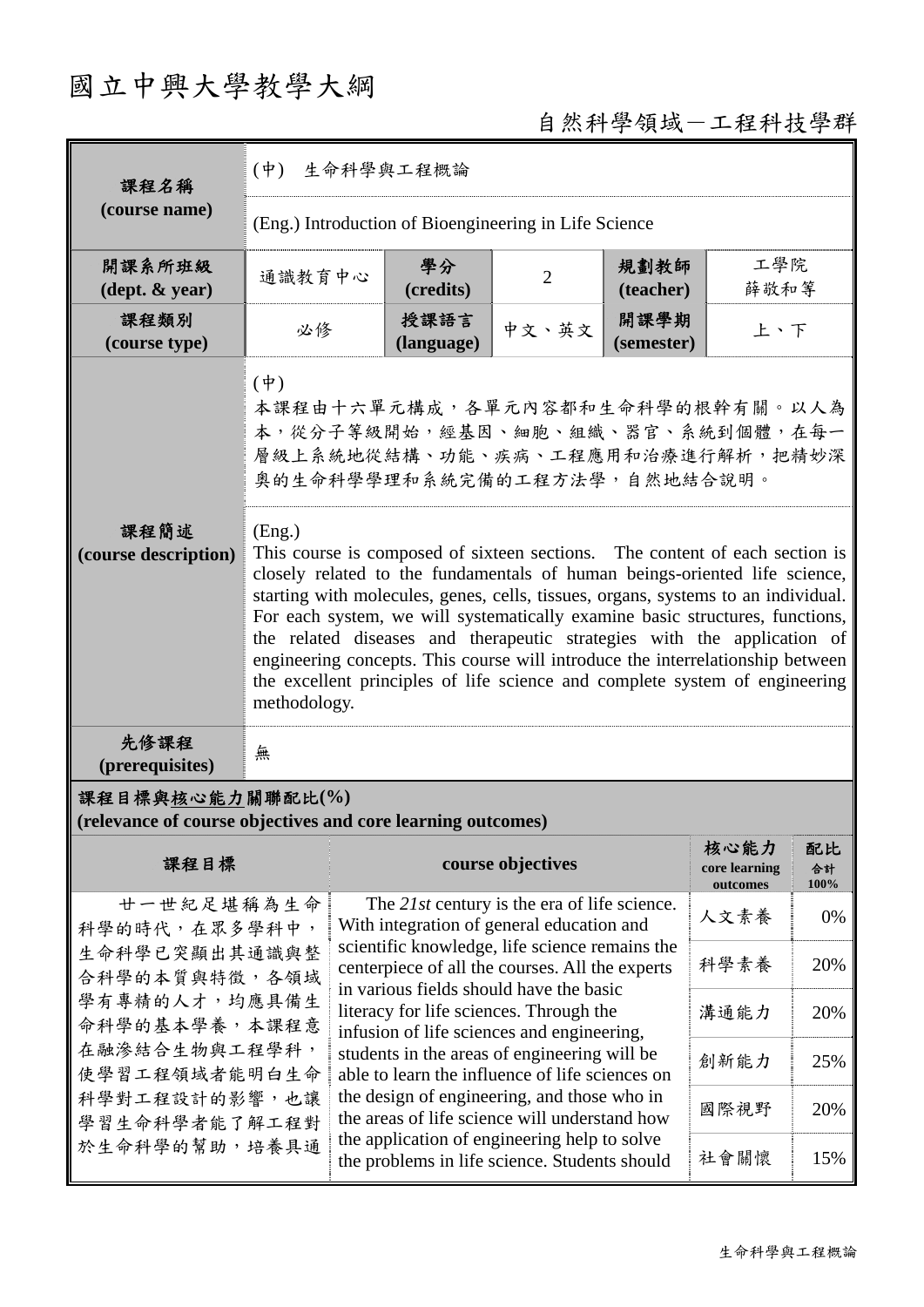# 國立中興大學教學大綱

自然科學領域－工程科技學群

| 課程名稱 (course name) | (中) 生命科學與工程概論 | | | | |
|---|---|---|---|---|---|
| | (Eng.) Introduction of Bioengineering in Life Science | | | | |
| 開課系所班級 (dept. & year) | 通識教育中心 | 學分 (credits) | 2 | 規劃教師 (teacher) | 工學院 薛敬和等 |
| 課程類別 (course type) | 必修 | 授課語言 (language) | 中文、英文 | 開課學期 (semester) | 上、下 |
| 課程簡述 (course description) | (中) 本課程由十六單元構成，各單元內容都和生命科學的根幹有關。以人為本，從分子等級開始，經基因、細胞、組織、器官、系統到個體，在每一層級上系統地從結構、功能、疾病、工程應用和治療進行解析，把精妙深奧的生命科學學理和系統完備的工程方法學，自然地結合說明。 | | | | |
| | (Eng.) This course is composed of sixteen sections. The content of each section is closely related to the fundamentals of human beings-oriented life science, starting with molecules, genes, cells, tissues, organs, systems to an individual. For each system, we will systematically examine basic structures, functions, the related diseases and therapeutic strategies with the application of engineering concepts. This course will introduce the interrelationship between the excellent principles of life science and complete system of engineering methodology. | | | | |
| 先修課程 (prerequisites) | 無 | | | | |

**課程目標與核心能力關聯配比(%)**
**(relevance of course objectives and core learning outcomes)**

| 課程目標 | course objectives | 核心能力 core learning outcomes | 配比 合計 100% |
|---|---|---|---|
| 廿一世紀足堪稱為生命科學的時代，在眾多學科中，生命科學已突顯出其通識與整合科學的本質與特徵，各領域學有專精的人才，均應具備生命科學的基本學養，本課程意在融滲結合生物與工程學科，使學習工程領域者能明白生命科學對工程設計的影響，也讓學習生命科學者能了解工程對於生命科學的幫助，培養具通 | The *21st* century is the era of life science. With integration of general education and scientific knowledge, life science remains the centerpiece of all the courses. All the experts in various fields should have the basic literacy for life sciences. Through the infusion of life sciences and engineering, students in the areas of engineering will be able to learn the influence of life sciences on the design of engineering, and those who in the areas of life science will understand how the application of engineering help to solve the problems in life science. Students should | 人文素養 | 0% |
| | | 科學素養 | 20% |
| | | 溝通能力 | 20% |
| | | 創新能力 | 25% |
| | | 國際視野 | 20% |
| | | 社會關懷 | 15% |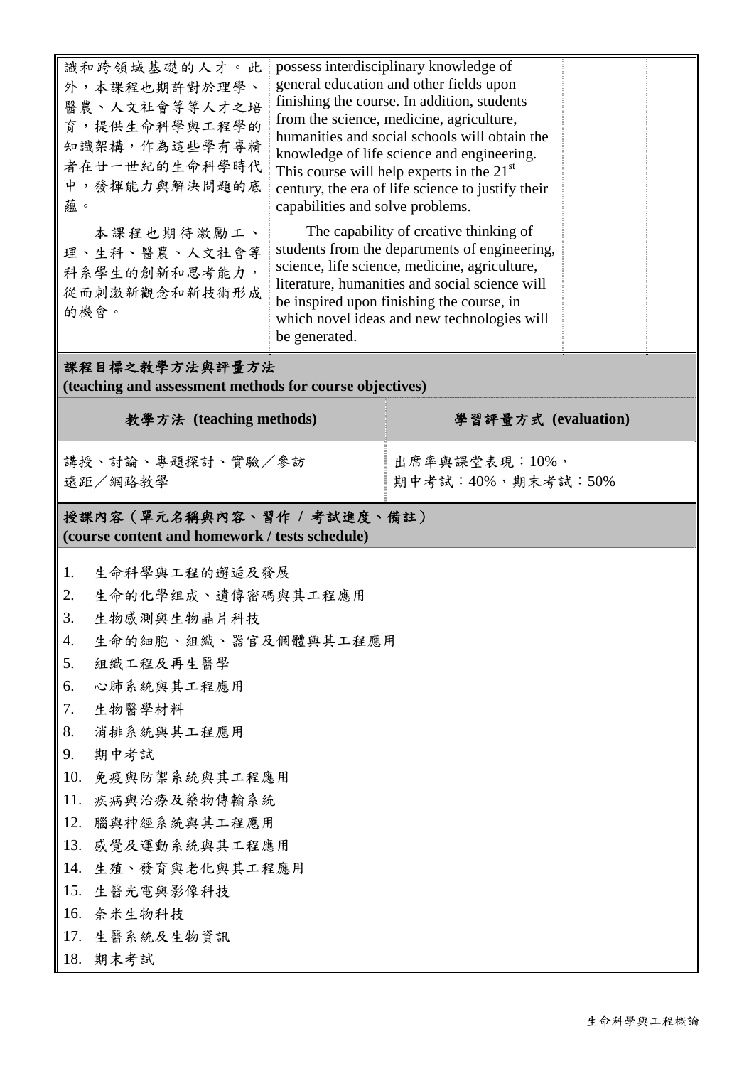| | | | |
|---|---|---|---|
| 識和跨領域基礎的人才。此外，本課程也期許對於理學、醫農、人文社會等等人才之培育，提供生命科學與工程學的知識架構，作為這些學有專精者在廿一世紀的生命科學時代中，發揮能力與解決問題的底蘊。<br><br>本課程也期待激勵工、理、生科、醫農、人文社會等科系學生的創新和思考能力，從而刺激新觀念和新技術形成的機會。 | possess interdisciplinary knowledge of general education and other fields upon finishing the course. In addition, students from the science, medicine, agriculture, humanities and social schools will obtain the knowledge of life science and engineering. This course will help experts in the 21st century, the era of life science to justify their capabilities and solve problems.<br><br>The capability of creative thinking of students from the departments of engineering, science, life science, medicine, agriculture, literature, humanities and social science will be inspired upon finishing the course, in which novel ideas and new technologies will be generated. | | |

**課程目標之教學方法與評量方法**
**(teaching and assessment methods for course objectives)**

| 教學方法 (teaching methods) | 學習評量方式 (evaluation) |
|---|---|
| 講授、討論、專題探討、實驗／參訪<br>遠距／網路教學 | 出席率與課堂表現：10%，<br>期中考試：40%，期末考試：50% |

**授課內容（單元名稱與內容、習作 / 考試進度、備註）**
**(course content and homework / tests schedule)**

1. 生命科學與工程的邂逅及發展
2. 生命的化學組成、遺傳密碼與其工程應用
3. 生物感測與生物晶片科技
4. 生命的細胞、組織、器官及個體與其工程應用
5. 組織工程及再生醫學
6. 心肺系統與其工程應用
7. 生物醫學材料
8. 消排系統與其工程應用
9. 期中考試
10. 免疫與防禦系統與其工程應用
11. 疾病與治療及藥物傳輸系統
12. 腦與神經系統與其工程應用
13. 感覺及運動系統與其工程應用
14. 生殖、發育與老化與其工程應用
15. 生醫光電與影像科技
16. 奈米生物科技
17. 生醫系統及生物資訊
18. 期末考試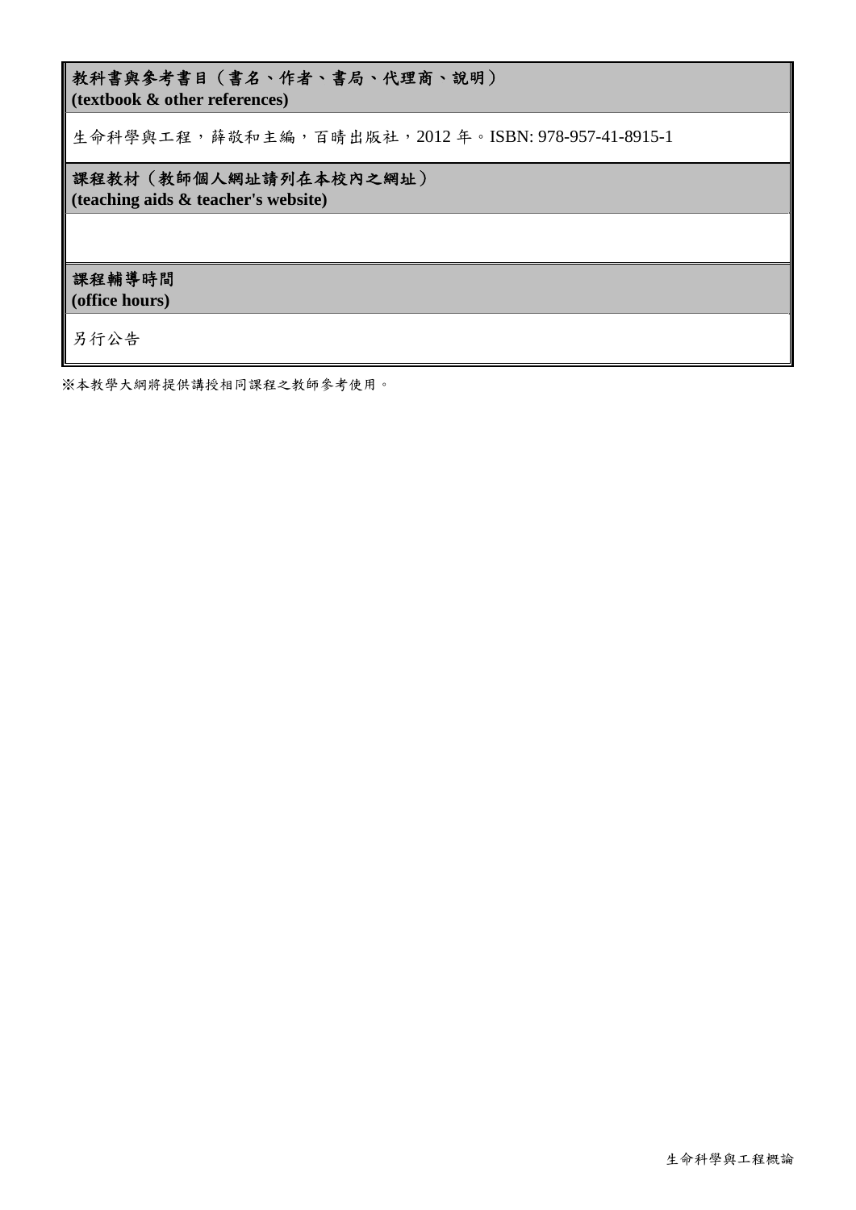**教科書與參考書目（書名、作者、書局、代理商、說明）**
**(textbook & other references)**

生命科學與工程，薛敬和主編，百晴出版社，2012 年。ISBN: 978-957-41-8915-1

**課程教材（教師個人網址請列在本校內之網址）**
**(teaching aids & teacher's website)**

**課程輔導時間**
**(office hours)**

另行公告

※本教學大綱將提供講授相同課程之教師參考使用。